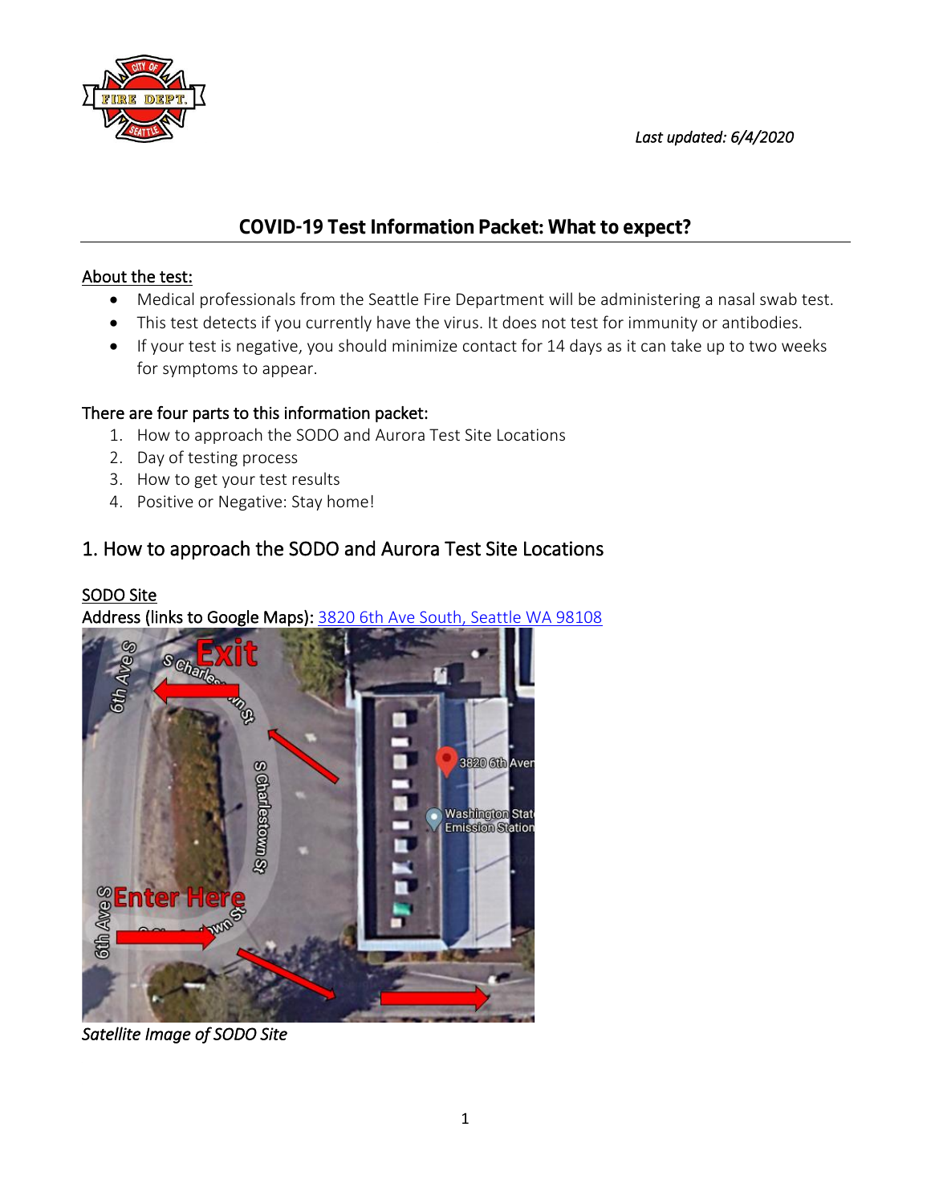*Last updated: 6/4/2020*

# COVID-19 Test Information Packet: What to expect?

**About the test:**

- Medical professionals from the Seattle Fire Department will be administering a nasal swab test.
- This test detects if you currently have the virus. It does not test for immunity or antibodies.
- If your test is negative, you should minimize contact for 14 days as it can take up to two weeks for symptoms to appear.

**There are four parts to this information packet:**

1. How to approach the SODO and Aurora Test Site Locations
2. Day of testing process
3. How to get your test results
4. Positive or Negative: Stay home!

## 1. How to approach the SODO and Aurora Test Site Locations

**SODO Site**

Address (links to Google Maps): [3820 6th Ave South, Seattle WA 98108]

*Satellite Image of SODO Site*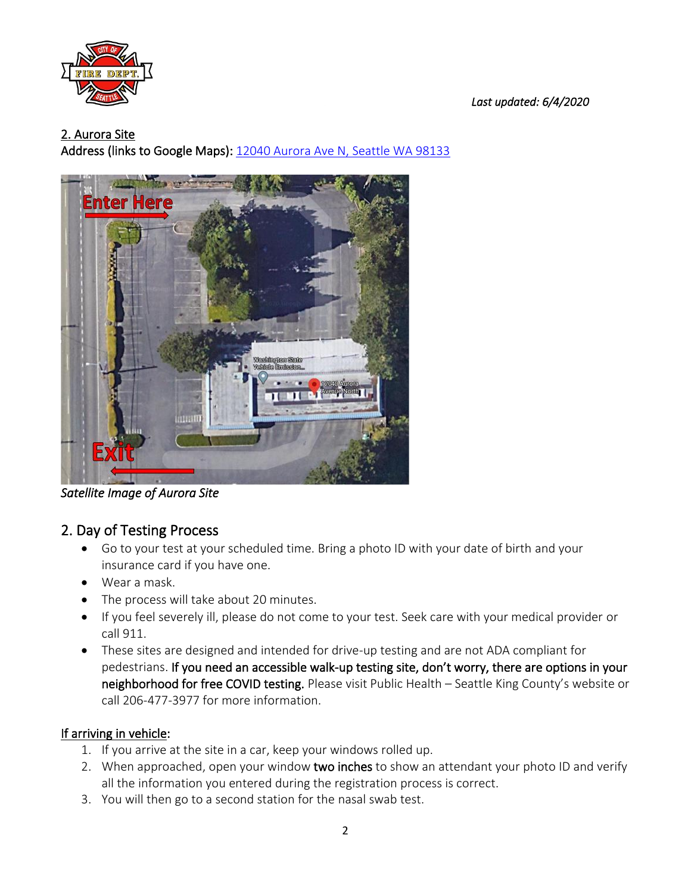*Last updated: 6/4/2020*

2. Aurora Site

Address (links to Google Maps): [12040 Aurora Ave N, Seattle WA 98133]

*Satellite Image of Aurora Site*

## 2. Day of Testing Process

- Go to your test at your scheduled time. Bring a photo ID with your date of birth and your insurance card if you have one.
- Wear a mask.
- The process will take about 20 minutes.
- If you feel severely ill, please do not come to your test. Seek care with your medical provider or call 911.
- These sites are designed and intended for drive-up testing and are not ADA compliant for pedestrians. **If you need an accessible walk-up testing site, don't worry, there are options in your neighborhood for free COVID testing.** Please visit Public Health – Seattle King County's website or call 206-477-3977 for more information.

If arriving in vehicle:

1. If you arrive at the site in a car, keep your windows rolled up.
2. When approached, open your window **two inches** to show an attendant your photo ID and verify all the information you entered during the registration process is correct.
3. You will then go to a second station for the nasal swab test.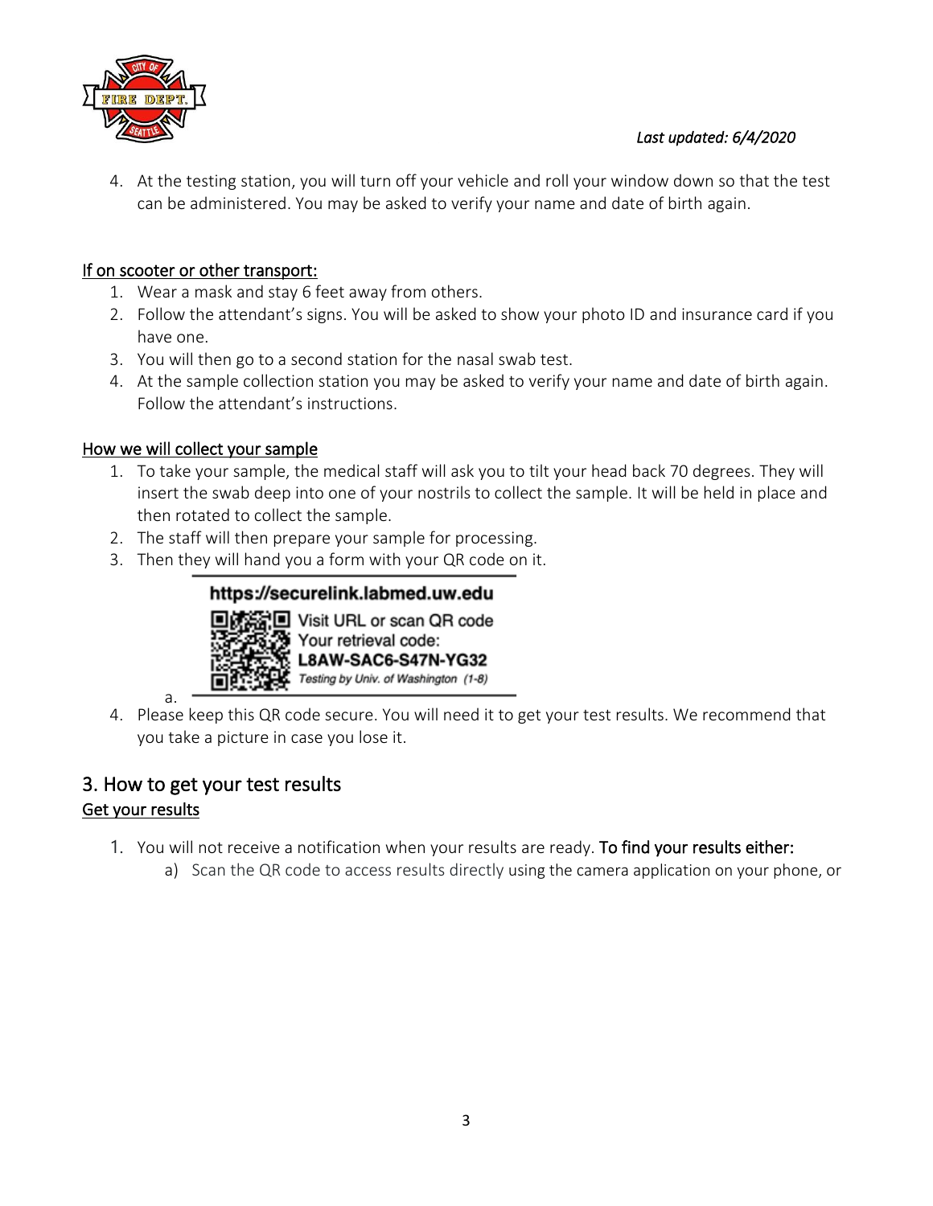4. At the testing station, you will turn off your vehicle and roll your window down so that the test can be administered. You may be asked to verify your name and date of birth again.

<u>If on scooter or other transport:</u>

1. Wear a mask and stay 6 feet away from others.
2. Follow the attendant's signs. You will be asked to show your photo ID and insurance card if you have one.
3. You will then go to a second station for the nasal swab test.
4. At the sample collection station you may be asked to verify your name and date of birth again. Follow the attendant's instructions.

<u>How we will collect your sample</u>

1. To take your sample, the medical staff will ask you to tilt your head back 70 degrees. They will insert the swab deep into one of your nostrils to collect the sample. It will be held in place and then rotated to collect the sample.
2. The staff will then prepare your sample for processing.
3. Then they will hand you a form with your QR code on it.
   a. **https://securelink.labmed.uw.edu**
      Visit URL or scan QR code
      Your retrieval code:
      **L8AW-SAC6-S47N-YG32**
      *Testing by Univ. of Washington (1-8)*
4. Please keep this QR code secure. You will need it to get your test results. We recommend that you take a picture in case you lose it.

## 3. How to get your test results

<u>Get your results</u>

1. You will not receive a notification when your results are ready. To find your results either:
   a) Scan the QR code to access results directly using the camera application on your phone, or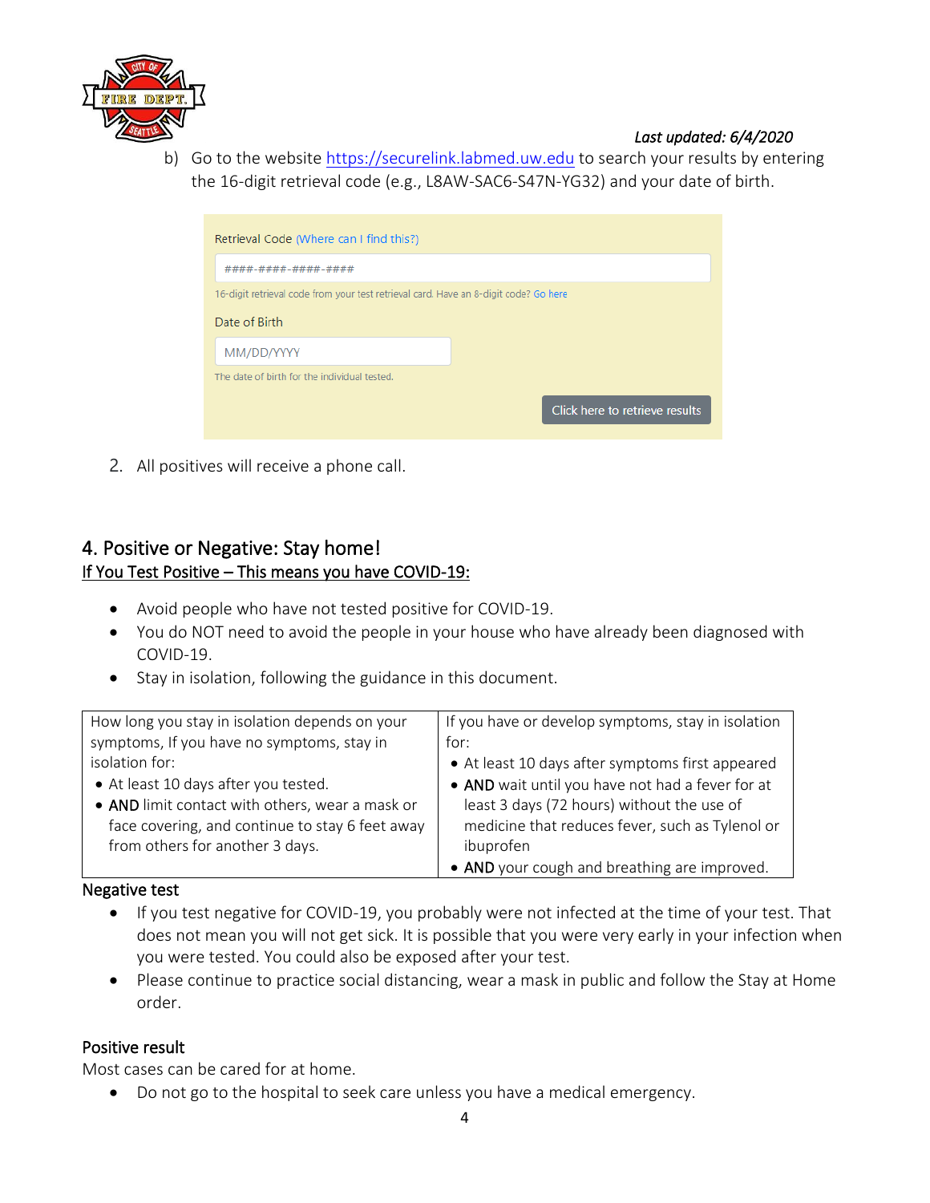*Last updated: 6/4/2020*

b) Go to the website https://securelink.labmed.uw.edu to search your results by entering the 16-digit retrieval code (e.g., L8AW-SAC6-S47N-YG32) and your date of birth.

Retrieval Code (Where can I find this?)

####-####-####-####

16-digit retrieval code from your test retrieval card. Have an 8-digit code? Go here

Date of Birth

MM/DD/YYYY

The date of birth for the individual tested.

Click here to retrieve results

2. All positives will receive a phone call.

## 4. Positive or Negative: Stay home!

<u>If You Test Positive – This means you have COVID-19:</u>

- Avoid people who have not tested positive for COVID-19.
- You do NOT need to avoid the people in your house who have already been diagnosed with COVID-19.
- Stay in isolation, following the guidance in this document.

| How long you stay in isolation depends on your symptoms, If you have no symptoms, stay in isolation for: | If you have or develop symptoms, stay in isolation for: |
|---|---|
| • At least 10 days after you tested.<br>• **AND** limit contact with others, wear a mask or face covering, and continue to stay 6 feet away from others for another 3 days. | • At least 10 days after symptoms first appeared<br>• **AND** wait until you have not had a fever for at least 3 days (72 hours) without the use of medicine that reduces fever, such as Tylenol or ibuprofen<br>• **AND** your cough and breathing are improved. |

### Negative test

- If you test negative for COVID-19, you probably were not infected at the time of your test. That does not mean you will not get sick. It is possible that you were very early in your infection when you were tested. You could also be exposed after your test.
- Please continue to practice social distancing, wear a mask in public and follow the Stay at Home order.

### Positive result

Most cases can be cared for at home.

- Do not go to the hospital to seek care unless you have a medical emergency.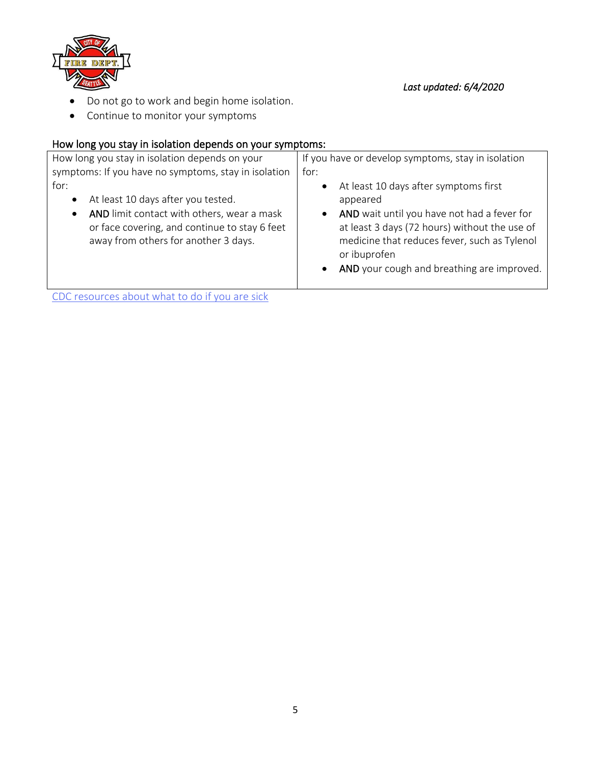*Last updated: 6/4/2020*

- Do not go to work and begin home isolation.
- Continue to monitor your symptoms

How long you stay in isolation depends on your symptoms:

| | |
|---|---|
| How long you stay in isolation depends on your symptoms: If you have no symptoms, stay in isolation for:<br>• At least 10 days after you tested.<br>• **AND** limit contact with others, wear a mask or face covering, and continue to stay 6 feet away from others for another 3 days. | If you have or develop symptoms, stay in isolation for:<br>• At least 10 days after symptoms first appeared<br>• **AND** wait until you have not had a fever for at least 3 days (72 hours) without the use of medicine that reduces fever, such as Tylenol or ibuprofen<br>• **AND** your cough and breathing are improved. |

CDC resources about what to do if you are sick